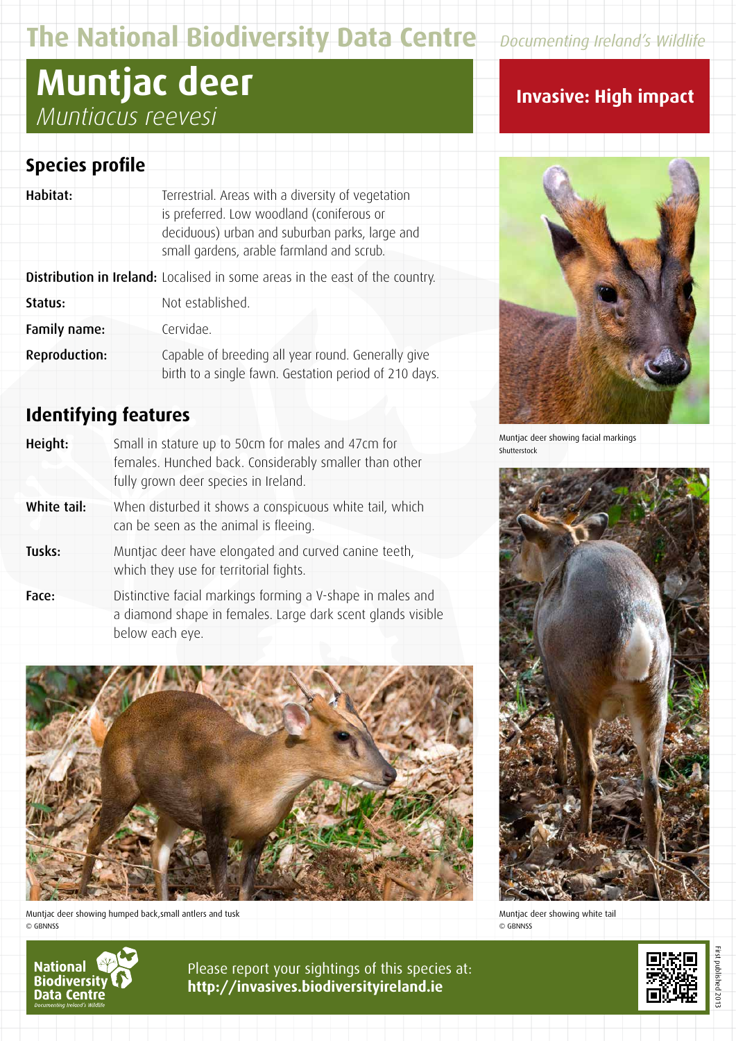The National Biodiversity Data Centre

*Documenting Ireland's Wildlife*

# Muntjac deer

*Muntiacus reevesi*

**Invasive: High impact**

## Species profile

**Habitat:** Terrestrial. Areas with a diversity of vegetation is preferred. Low woodland (coniferous or deciduous) urban and suburban parks, large and small gardens, arable farmland and scrub.

**Distribution in Ireland:** Localised in some areas in the east of the country.

**Status:** Not established.

**Family name:** Cervidae.

**Reproduction:** Capable of breeding all year round. Generally give birth to a single fawn. Gestation period of 210 days.

## Identifying features

**Height:** Small in stature up to 50cm for males and 47cm for females. Hunched back. Considerably smaller than other fully grown deer species in Ireland.

**White tail:** When disturbed it shows a conspicuous white tail, which can be seen as the animal is fleeing.

**Tusks:** Muntjac deer have elongated and curved canine teeth, which they use for territorial fights.

**Face:** Distinctive facial markings forming a V-shape in males and a diamond shape in females. Large dark scent glands visible below each eye.

Muntjac deer showing facial markings
Shutterstock

Muntjac deer showing humped back,small antlers and tusk
© GBNNSS

Muntjac deer showing white tail
© GBNNSS

Please report your sightings of this species at:
**http://invasives.biodiversityireland.ie**

First published 2013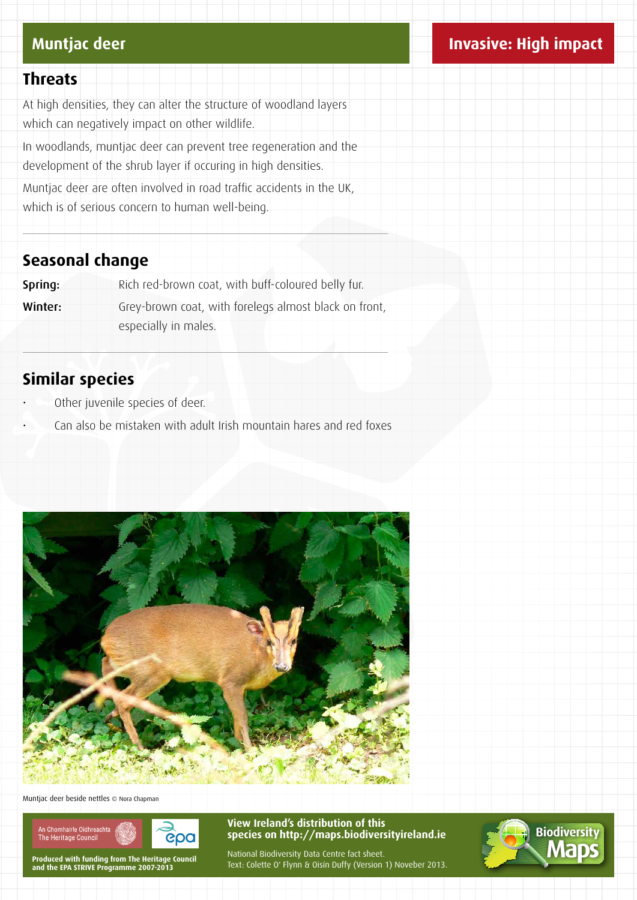## Muntjac deer

**Invasive: High impact**

### Threats

At high densities, they can alter the structure of woodland layers which can negatively impact on other wildlife.

In woodlands, muntjac deer can prevent tree regeneration and the development of the shrub layer if occuring in high densities.

Muntjac deer are often involved in road traffic accidents in the UK, which is of serious concern to human well-being.

### Seasonal change

**Spring:** Rich red-brown coat, with buff-coloured belly fur.

**Winter:** Grey-brown coat, with forelegs almost black on front, especially in males.

### Similar species

- Other juvenile species of deer.
- Can also be mistaken with adult Irish mountain hares and red foxes

Muntjac deer beside nettles © Nora Chapman

An Chomhairle Oidhreachta
The Heritage Council

**Produced with funding from The Heritage Council and the EPA STRIVE Programme 2007-2013**

**View Ireland's distribution of this species on http://maps.biodiversityireland.ie**

National Biodiversity Data Centre fact sheet.
Text: Colette O' Flynn & Oisín Duffy (Version 1) Noveber 2013.